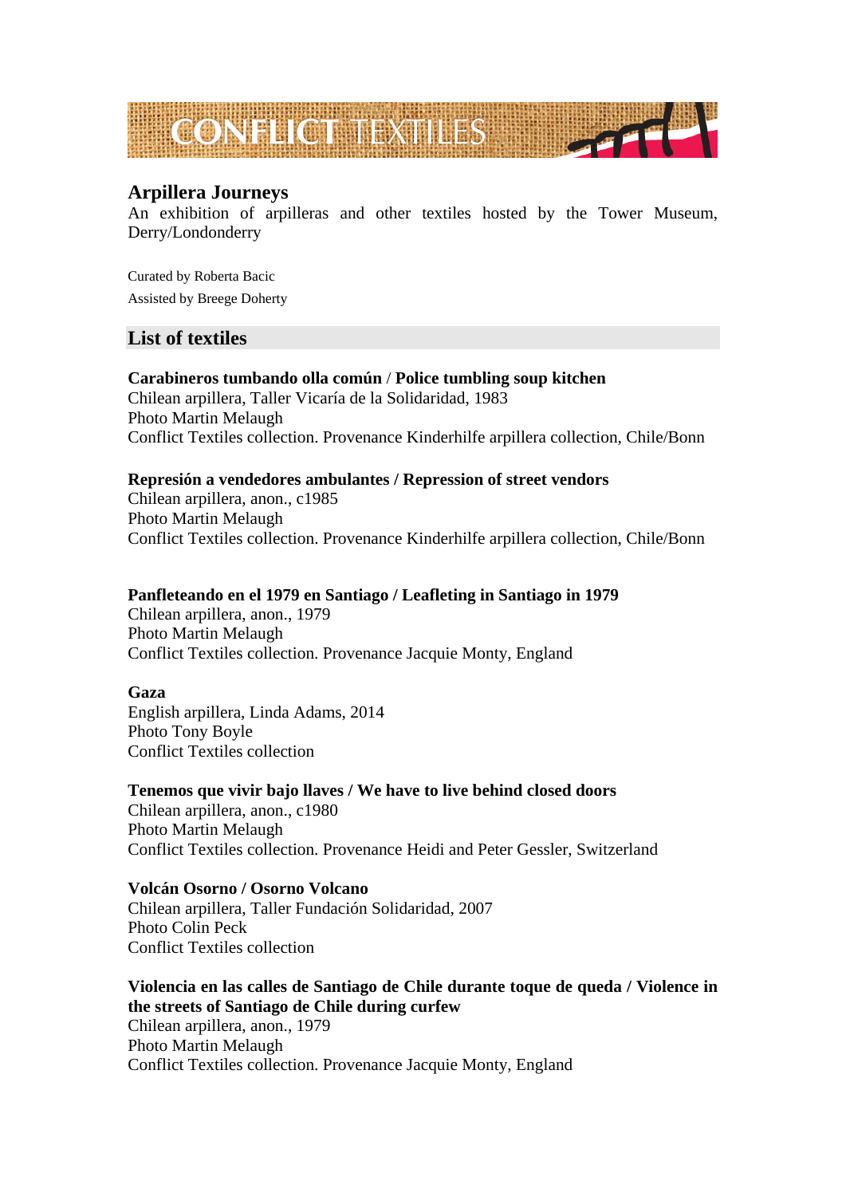CONFLICT TEXTILES

## Arpillera Journeys

An exhibition of arpilleras and other textiles hosted by the Tower Museum, Derry/Londonderry

Curated by Roberta Bacic
Assisted by Breege Doherty

## List of textiles

**Carabineros tumbando olla común** / **Police tumbling soup kitchen**
Chilean arpillera, Taller Vicaría de la Solidaridad, 1983
Photo Martin Melaugh
Conflict Textiles collection. Provenance Kinderhilfe arpillera collection, Chile/Bonn

**Represión a vendedores ambulantes / Repression of street vendors**
Chilean arpillera, anon., c1985
Photo Martin Melaugh
Conflict Textiles collection. Provenance Kinderhilfe arpillera collection, Chile/Bonn

**Panfleteando en el 1979 en Santiago / Leafleting in Santiago in 1979**
Chilean arpillera, anon., 1979
Photo Martin Melaugh
Conflict Textiles collection. Provenance Jacquie Monty, England

**Gaza**
English arpillera, Linda Adams, 2014
Photo Tony Boyle
Conflict Textiles collection

**Tenemos que vivir bajo llaves / We have to live behind closed doors**
Chilean arpillera, anon., c1980
Photo Martin Melaugh
Conflict Textiles collection. Provenance Heidi and Peter Gessler, Switzerland

**Volcán Osorno / Osorno Volcano**
Chilean arpillera, Taller Fundación Solidaridad, 2007
Photo Colin Peck
Conflict Textiles collection

**Violencia en las calles de Santiago de Chile durante toque de queda / Violence in the streets of Santiago de Chile during curfew**
Chilean arpillera, anon., 1979
Photo Martin Melaugh
Conflict Textiles collection. Provenance Jacquie Monty, England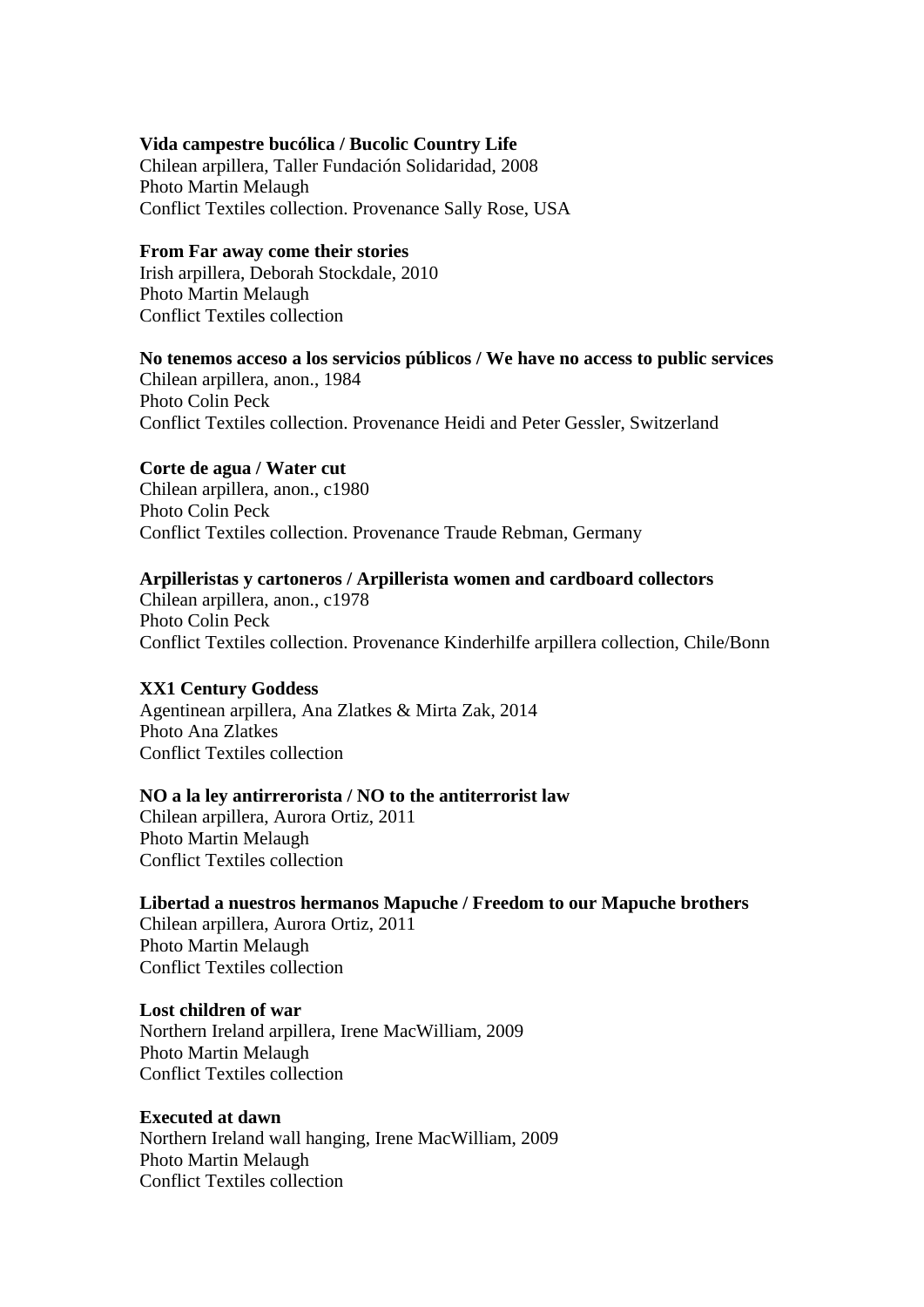**Vida campestre bucólica / Bucolic Country Life**
Chilean arpillera, Taller Fundación Solidaridad, 2008
Photo Martin Melaugh
Conflict Textiles collection. Provenance Sally Rose, USA

**From Far away come their stories**
Irish arpillera, Deborah Stockdale, 2010
Photo Martin Melaugh
Conflict Textiles collection

**No tenemos acceso a los servicios públicos / We have no access to public services**
Chilean arpillera, anon., 1984
Photo Colin Peck
Conflict Textiles collection. Provenance Heidi and Peter Gessler, Switzerland

**Corte de agua / Water cut**
Chilean arpillera, anon., c1980
Photo Colin Peck
Conflict Textiles collection. Provenance Traude Rebman, Germany

**Arpilleristas y cartoneros / Arpillerista women and cardboard collectors**
Chilean arpillera, anon., c1978
Photo Colin Peck
Conflict Textiles collection. Provenance Kinderhilfe arpillera collection, Chile/Bonn

**XX1 Century Goddess**
Agentinean arpillera, Ana Zlatkes & Mirta Zak, 2014
Photo Ana Zlatkes
Conflict Textiles collection

**NO a la ley antirrerorista / NO to the antiterrorist law**
Chilean arpillera, Aurora Ortiz, 2011
Photo Martin Melaugh
Conflict Textiles collection

**Libertad a nuestros hermanos Mapuche / Freedom to our Mapuche brothers**
Chilean arpillera, Aurora Ortiz, 2011
Photo Martin Melaugh
Conflict Textiles collection

**Lost children of war**
Northern Ireland arpillera, Irene MacWilliam, 2009
Photo Martin Melaugh
Conflict Textiles collection

**Executed at dawn**
Northern Ireland wall hanging, Irene MacWilliam, 2009
Photo Martin Melaugh
Conflict Textiles collection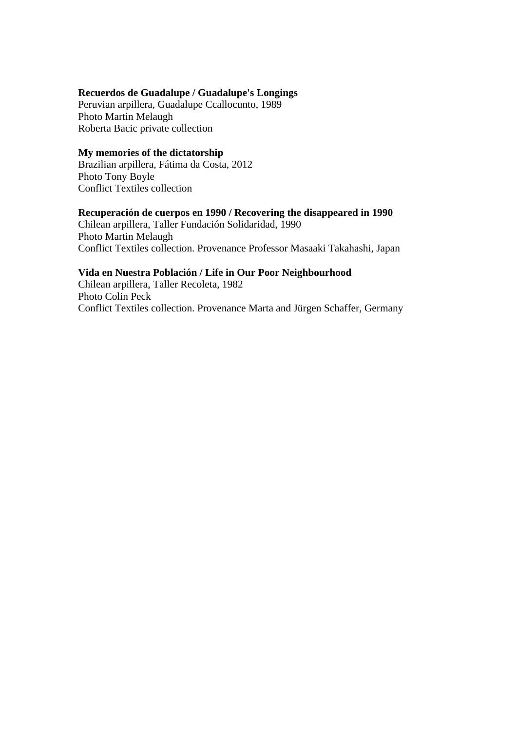**Recuerdos de Guadalupe / Guadalupe's Longings**
Peruvian arpillera, Guadalupe Ccallocunto, 1989
Photo Martin Melaugh
Roberta Bacic private collection

**My memories of the dictatorship**
Brazilian arpillera, Fátima da Costa, 2012
Photo Tony Boyle
Conflict Textiles collection

**Recuperación de cuerpos en 1990 / Recovering the disappeared in 1990**
Chilean arpillera, Taller Fundación Solidaridad, 1990
Photo Martin Melaugh
Conflict Textiles collection. Provenance Professor Masaaki Takahashi, Japan

**Vida en Nuestra Población / Life in Our Poor Neighbourhood**
Chilean arpillera, Taller Recoleta, 1982
Photo Colin Peck
Conflict Textiles collection. Provenance Marta and Jürgen Schaffer, Germany